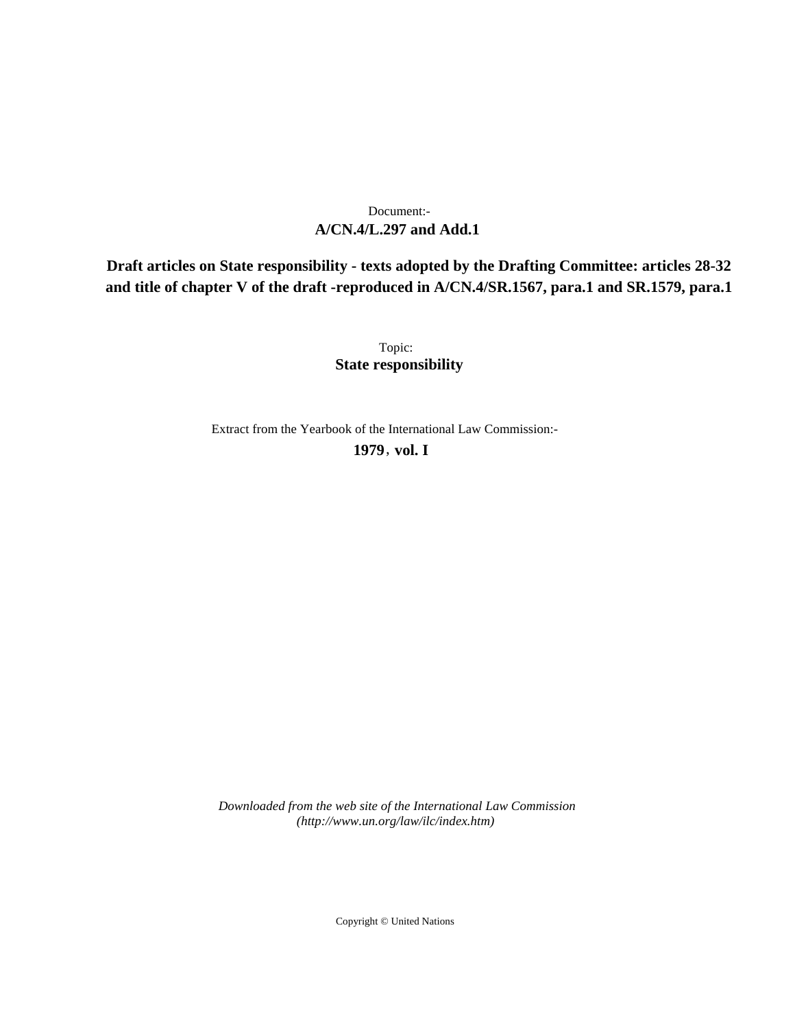Document:-

**A/CN.4/L.297 and Add.1**

**Draft articles on State responsibility - texts adopted by the Drafting Committee: articles 28-32 and title of chapter V of the draft -reproduced in A/CN.4/SR.1567, para.1 and SR.1579, para.1**

Topic:

**State responsibility**

Extract from the Yearbook of the International Law Commission:-

**1979, vol. I**

*Downloaded from the web site of the International Law Commission (http://www.un.org/law/ilc/index.htm)*

Copyright © United Nations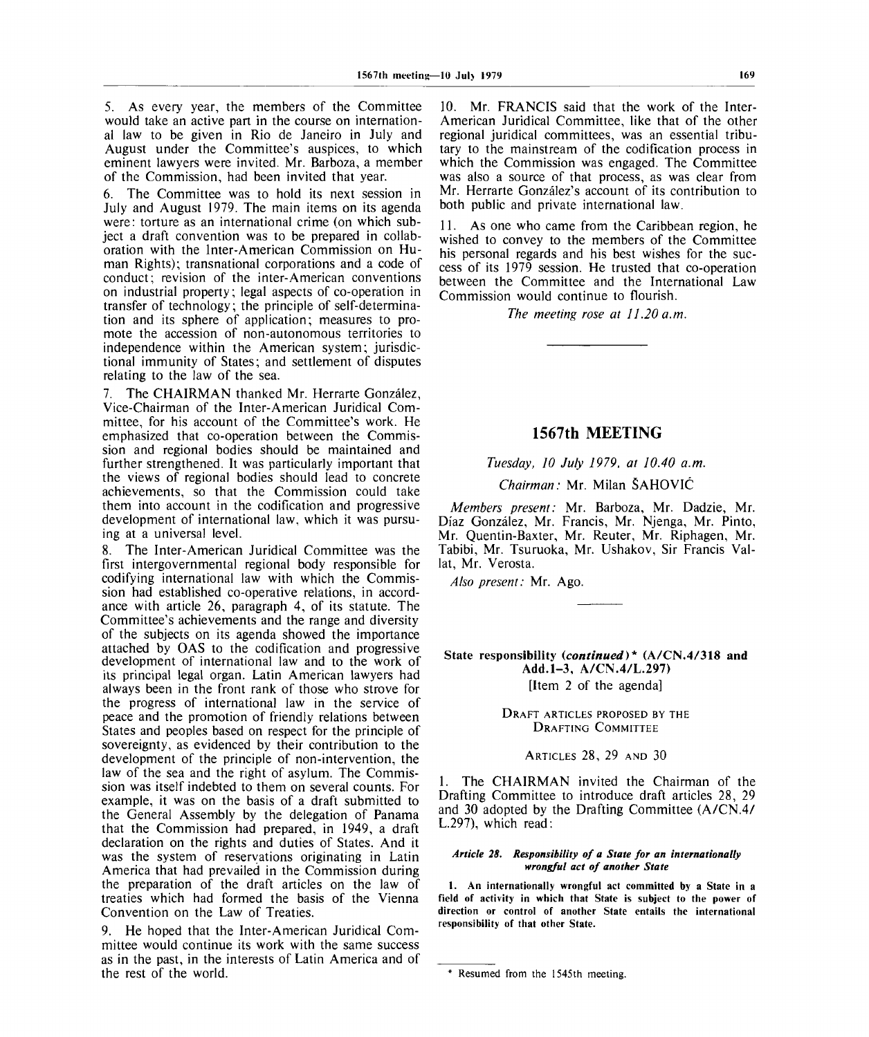5. As every year, the members of the Committee would take an active part in the course on international law to be given in Rio de Janeiro in July and August under the Committee's auspices, to which eminent lawyers were invited. Mr. Barboza, a member of the Commission, had been invited that year.

6. The Committee was to hold its next session in July and August 1979. The main items on its agenda were: torture as an international crime (on which subject a draft convention was to be prepared in collaboration with the Inter-American Commission on Human Rights); transnational corporations and a code of conduct; revision of the inter-American conventions on industrial property; legal aspects of co-operation in transfer of technology; the principle of self-determination and its sphere of application; measures to promote the accession of non-autonomous territories to independence within the American system; jurisdictional immunity of States; and settlement of disputes relating to the law of the sea.

7. The CHAIRMAN thanked Mr. Herrarte González, Vice-Chairman of the Inter-American Juridical Committee, for his account of the Committee's work. He emphasized that co-operation between the Commission and regional bodies should be maintained and further strengthened. It was particularly important that the views of regional bodies should lead to concrete achievements, so that the Commission could take them into account in the codification and progressive development of international law, which it was pursuing at a universal level.

8. The Inter-American Juridical Committee was the first intergovernmental regional body responsible for codifying international law with which the Commission had established co-operative relations, in accordance with article 26, paragraph 4, of its statute. The Committee's achievements and the range and diversity of the subjects on its agenda showed the importance attached by OAS to the codification and progressive development of international law and to the work of its principal legal organ. Latin American lawyers had always been in the front rank of those who strove for the progress of international law in the service of peace and the promotion of friendly relations between States and peoples based on respect for the principle of sovereignty, as evidenced by their contribution to the development of the principle of non-intervention, the law of the sea and the right of asylum. The Commission was itself indebted to them on several counts. For example, it was on the basis of a draft submitted to the General Assembly by the delegation of Panama that the Commission had prepared, in 1949, a draft declaration on the rights and duties of States. And it was the system of reservations originating in Latin America that had prevailed in the Commission during the preparation of the draft articles on the law of treaties which had formed the basis of the Vienna Convention on the Law of Treaties.

9. He hoped that the Inter-American Juridical Committee would continue its work with the same success as in the past, in the interests of Latin America and of the rest of the world.

10. Mr. FRANCIS said that the work of the Inter-American Juridical Committee, like that of the other regional juridical committees, was an essential tributary to the mainstream of the codification process in which the Commission was engaged. The Committee was also a source of that process, as was clear from Mr. Herrarte González's account of its contribution to both public and private international law.

11. As one who came from the Caribbean region, he wished to convey to the members of the Committee his personal regards and his best wishes for the success of its 1979 session. He trusted that co-operation between the Committee and the International Law Commission would continue to flourish.

*The meeting rose at 11.20 a.m.*

---

# 1567th MEETING

*Tuesday, 10 July 1979, at 10.40 a.m.*

*Chairman:* Mr. Milan ŠAHOVIĆ

*Members present:* Mr. Barboza, Mr. Dadzie, Mr. Díaz González, Mr. Francis, Mr. Njenga, Mr. Pinto, Mr. Quentin-Baxter, Mr. Reuter, Mr. Riphagen, Mr. Tabibi, Mr. Tsuruoka, Mr. Ushakov, Sir Francis Vallat, Mr. Verosta.

*Also present:* Mr. Ago.

---

## State responsibility (*continued*)* (A/CN.4/318 and Add.1-3, A/CN.4/L.297)

[Item 2 of the agenda]

### Draft articles proposed by the Drafting Committee

#### Articles 28, 29 and 30

1. The CHAIRMAN invited the Chairman of the Drafting Committee to introduce draft articles 28, 29 and 30 adopted by the Drafting Committee (A/CN.4/L.297), which read:

***Article 28. Responsibility of a State for an internationally wrongful act of another State***

**1. An internationally wrongful act committed by a State in a field of activity in which that State is subject to the power of direction or control of another State entails the international responsibility of that other State.**

---

* Resumed from the 1545th meeting.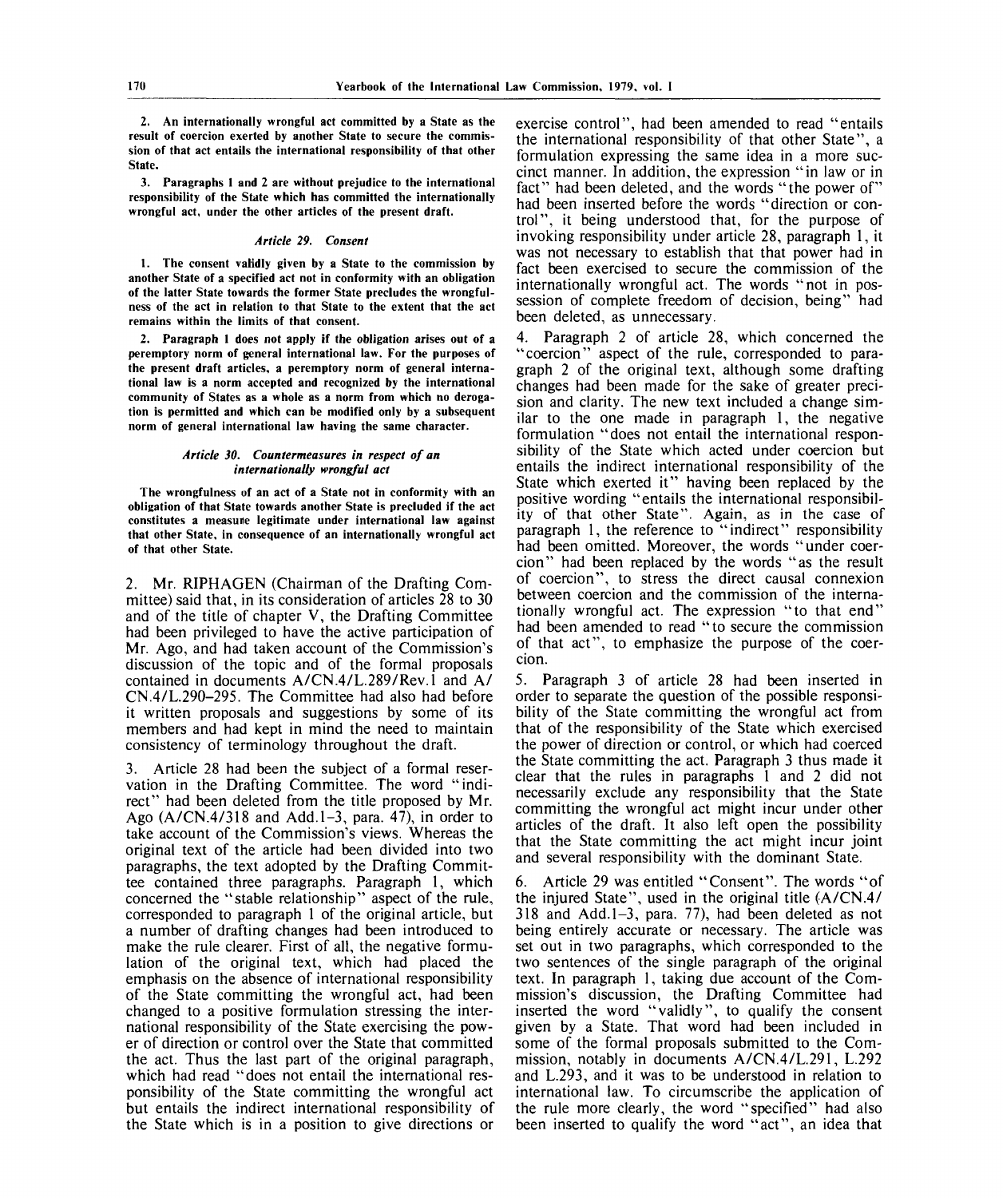**2. An internationally wrongful act committed by a State as the result of coercion exerted by another State to secure the commission of that act entails the international responsibility of that other State.**

**3. Paragraphs 1 and 2 are without prejudice to the international responsibility of the State which has committed the internationally wrongful act, under the other articles of the present draft.**

*Article 29. Consent*

**1. The consent validly given by a State to the commission by another State of a specified act not in conformity with an obligation of the latter State towards the former State precludes the wrongfulness of the act in relation to that State to the extent that the act remains within the limits of that consent.**

**2. Paragraph 1 does not apply if the obligation arises out of a peremptory norm of general international law. For the purposes of the present draft articles, a peremptory norm of general international law is a norm accepted and recognized by the international community of States as a whole as a norm from which no derogation is permitted and which can be modified only by a subsequent norm of general international law having the same character.**

*Article 30. Countermeasures in respect of an internationally wrongful act*

**The wrongfulness of an act of a State not in conformity with an obligation of that State towards another State is precluded if the act constitutes a measure legitimate under international law against that other State, in consequence of an internationally wrongful act of that other State.**

2. Mr. RIPHAGEN (Chairman of the Drafting Committee) said that, in its consideration of articles 28 to 30 and of the title of chapter V, the Drafting Committee had been privileged to have the active participation of Mr. Ago, and had taken account of the Commission's discussion of the topic and of the formal proposals contained in documents A/CN.4/L.289/Rev.1 and A/CN.4/L.290–295. The Committee had also had before it written proposals and suggestions by some of its members and had kept in mind the need to maintain consistency of terminology throughout the draft.

3. Article 28 had been the subject of a formal reservation in the Drafting Committee. The word "indirect" had been deleted from the title proposed by Mr. Ago (A/CN.4/318 and Add.1–3, para. 47), in order to take account of the Commission's views. Whereas the original text of the article had been divided into two paragraphs, the text adopted by the Drafting Committee contained three paragraphs. Paragraph 1, which concerned the "stable relationship" aspect of the rule, corresponded to paragraph 1 of the original article, but a number of drafting changes had been introduced to make the rule clearer. First of all, the negative formulation of the original text, which had placed the emphasis on the absence of international responsibility of the State committing the wrongful act, had been changed to a positive formulation stressing the international responsibility of the State exercising the power of direction or control over the State that committed the act. Thus the last part of the original paragraph, which had read "does not entail the international responsibility of the State committing the wrongful act but entails the indirect international responsibility of the State which is in a position to give directions or exercise control", had been amended to read "entails the international responsibility of that other State", a formulation expressing the same idea in a more succinct manner. In addition, the expression "in law or in fact" had been deleted, and the words "the power of" had been inserted before the words "direction or control", it being understood that, for the purpose of invoking responsibility under article 28, paragraph 1, it was not necessary to establish that that power had in fact been exercised to secure the commission of the internationally wrongful act. The words "not in possession of complete freedom of decision, being" had been deleted, as unnecessary.

4. Paragraph 2 of article 28, which concerned the "coercion" aspect of the rule, corresponded to paragraph 2 of the original text, although some drafting changes had been made for the sake of greater precision and clarity. The new text included a change similar to the one made in paragraph 1, the negative formulation "does not entail the international responsibility of the State which acted under coercion but entails the indirect international responsibility of the State which exerted it" having been replaced by the positive wording "entails the international responsibility of that other State". Again, as in the case of paragraph 1, the reference to "indirect" responsibility had been omitted. Moreover, the words "under coercion" had been replaced by the words "as the result of coercion", to stress the direct causal connexion between coercion and the commission of the internationally wrongful act. The expression "to that end" had been amended to read "to secure the commission of that act", to emphasize the purpose of the coercion.

5. Paragraph 3 of article 28 had been inserted in order to separate the question of the possible responsibility of the State committing the wrongful act from that of the responsibility of the State which exercised the power of direction or control, or which had coerced the State committing the act. Paragraph 3 thus made it clear that the rules in paragraphs 1 and 2 did not necessarily exclude any responsibility that the State committing the wrongful act might incur under other articles of the draft. It also left open the possibility that the State committing the act might incur joint and several responsibility with the dominant State.

6. Article 29 was entitled "Consent". The words "of the injured State", used in the original title (A/CN.4/318 and Add.1–3, para. 77), had been deleted as not being entirely accurate or necessary. The article was set out in two paragraphs, which corresponded to the two sentences of the single paragraph of the original text. In paragraph 1, taking due account of the Commission's discussion, the Drafting Committee had inserted the word "validly", to qualify the consent given by a State. That word had been included in some of the formal proposals submitted to the Commission, notably in documents A/CN.4/L.291, L.292 and L.293, and it was to be understood in relation to international law. To circumscribe the application of the rule more clearly, the word "specified" had also been inserted to qualify the word "act", an idea that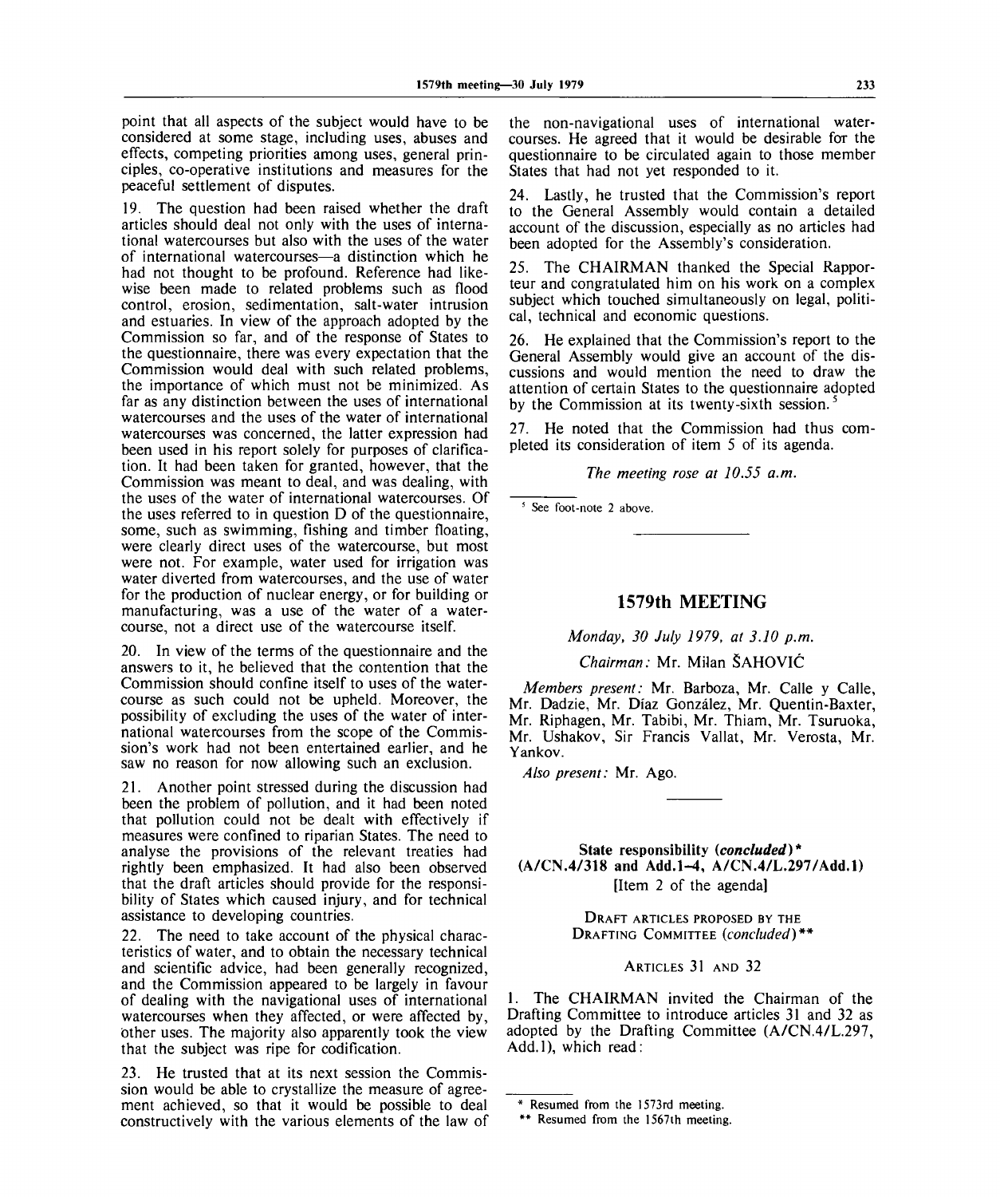point that all aspects of the subject would have to be considered at some stage, including uses, abuses and effects, competing priorities among uses, general principles, co-operative institutions and measures for the peaceful settlement of disputes.

19. The question had been raised whether the draft articles should deal not only with the uses of international watercourses but also with the uses of the water of international watercourses—a distinction which he had not thought to be profound. Reference had likewise been made to related problems such as flood control, erosion, sedimentation, salt-water intrusion and estuaries. In view of the approach adopted by the Commission so far, and of the response of States to the questionnaire, there was every expectation that the Commission would deal with such related problems, the importance of which must not be minimized. As far as any distinction between the uses of international watercourses and the uses of the water of international watercourses was concerned, the latter expression had been used in his report solely for purposes of clarification. It had been taken for granted, however, that the Commission was meant to deal, and was dealing, with the uses of the water of international watercourses. Of the uses referred to in question D of the questionnaire, some, such as swimming, fishing and timber floating, were clearly direct uses of the watercourse, but most were not. For example, water used for irrigation was water diverted from watercourses, and the use of water for the production of nuclear energy, or for building or manufacturing, was a use of the water of a watercourse, not a direct use of the watercourse itself.

20. In view of the terms of the questionnaire and the answers to it, he believed that the contention that the Commission should confine itself to uses of the watercourse as such could not be upheld. Moreover, the possibility of excluding the uses of the water of international watercourses from the scope of the Commission's work had not been entertained earlier, and he saw no reason for now allowing such an exclusion.

21. Another point stressed during the discussion had been the problem of pollution, and it had been noted that pollution could not be dealt with effectively if measures were confined to riparian States. The need to analyse the provisions of the relevant treaties had rightly been emphasized. It had also been observed that the draft articles should provide for the responsibility of States which caused injury, and for technical assistance to developing countries.

22. The need to take account of the physical characteristics of water, and to obtain the necessary technical and scientific advice, had been generally recognized, and the Commission appeared to be largely in favour of dealing with the navigational uses of international watercourses when they affected, or were affected by, other uses. The majority also apparently took the view that the subject was ripe for codification.

23. He trusted that at its next session the Commission would be able to crystallize the measure of agreement achieved, so that it would be possible to deal constructively with the various elements of the law of the non-navigational uses of international watercourses. He agreed that it would be desirable for the questionnaire to be circulated again to those member States that had not yet responded to it.

24. Lastly, he trusted that the Commission's report to the General Assembly would contain a detailed account of the discussion, especially as no articles had been adopted for the Assembly's consideration.

25. The CHAIRMAN thanked the Special Rapporteur and congratulated him on his work on a complex subject which touched simultaneously on legal, political, technical and economic questions.

26. He explained that the Commission's report to the General Assembly would give an account of the discussions and would mention the need to draw the attention of certain States to the questionnaire adopted by the Commission at its twenty-sixth session.[5]

27. He noted that the Commission had thus completed its consideration of item 5 of its agenda.

*The meeting rose at 10.55 a.m.*

[5] See foot-note 2 above.

## 1579th MEETING

*Monday, 30 July 1979, at 3.10 p.m.*

*Chairman:* Mr. Milan ŠAHOVIĆ

*Members present:* Mr. Barboza, Mr. Calle y Calle, Mr. Dadzie, Mr. Díaz González, Mr. Quentin-Baxter, Mr. Riphagen, Mr. Tabibi, Mr. Thiam, Mr. Tsuruoka, Mr. Ushakov, Sir Francis Vallat, Mr. Verosta, Mr. Yankov.

*Also present:* Mr. Ago.

### State responsibility (*concluded*)* (A/CN.4/318 and Add.1–4, A/CN.4/L.297/Add.1)

[Item 2 of the agenda]

#### DRAFT ARTICLES PROPOSED BY THE DRAFTING COMMITTEE (*concluded*)**

ARTICLES 31 AND 32

1. The CHAIRMAN invited the Chairman of the Drafting Committee to introduce articles 31 and 32 as adopted by the Drafting Committee (A/CN.4/L.297, Add.1), which read:

\* Resumed from the 1573rd meeting.

\*\* Resumed from the 1567th meeting.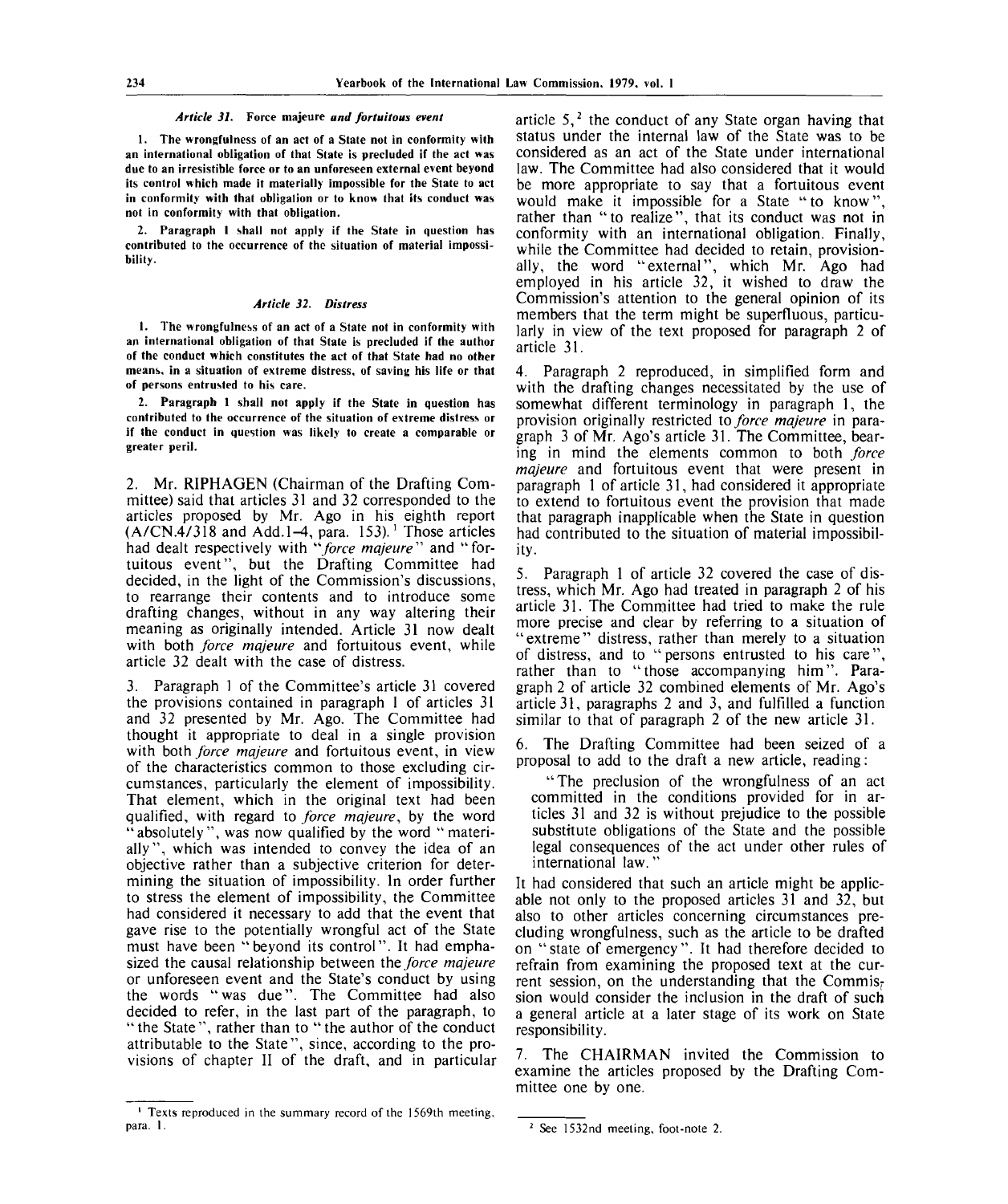#### *Article 31.* Force majeure *and fortuitous event*

**1. The wrongfulness of an act of a State not in conformity with an international obligation of that State is precluded if the act was due to an irresistible force or to an unforeseen external event beyond its control which made it materially impossible for the State to act in conformity with that obligation or to know that its conduct was not in conformity with that obligation.**

**2. Paragraph 1 shall not apply if the State in question has contributed to the occurrence of the situation of material impossibility.**

#### *Article 32. Distress*

**1. The wrongfulness of an act of a State not in conformity with an international obligation of that State is precluded if the author of the conduct which constitutes the act of that State had no other means, in a situation of extreme distress, of saving his life or that of persons entrusted to his care.**

**2. Paragraph 1 shall not apply if the State in question has contributed to the occurrence of the situation of extreme distress or if the conduct in question was likely to create a comparable or greater peril.**

2. Mr. RIPHAGEN (Chairman of the Drafting Committee) said that articles 31 and 32 corresponded to the articles proposed by Mr. Ago in his eighth report (A/CN.4/318 and Add.1–4, para. 153).[1] Those articles had dealt respectively with "*force majeure*" and "fortuitous event", but the Drafting Committee had decided, in the light of the Commission's discussions, to rearrange their contents and to introduce some drafting changes, without in any way altering their meaning as originally intended. Article 31 now dealt with both *force majeure* and fortuitous event, while article 32 dealt with the case of distress.

3. Paragraph 1 of the Committee's article 31 covered the provisions contained in paragraph 1 of articles 31 and 32 presented by Mr. Ago. The Committee had thought it appropriate to deal in a single provision with both *force majeure* and fortuitous event, in view of the characteristics common to those excluding circumstances, particularly the element of impossibility. That element, which in the original text had been qualified, with regard to *force majeure*, by the word "absolutely", was now qualified by the word "materially", which was intended to convey the idea of an objective rather than a subjective criterion for determining the situation of impossibility. In order further to stress the element of impossibility, the Committee had considered it necessary to add that the event that gave rise to the potentially wrongful act of the State must have been "beyond its control". It had emphasized the causal relationship between the *force majeure* or unforeseen event and the State's conduct by using the words "was due". The Committee had also decided to refer, in the last part of the paragraph, to "the State", rather than to "the author of the conduct attributable to the State", since, according to the provisions of chapter II of the draft, and in particular article 5,[2] the conduct of any State organ having that status under the internal law of the State was to be considered as an act of the State under international law. The Committee had also considered that it would be more appropriate to say that a fortuitous event would make it impossible for a State "to know", rather than "to realize", that its conduct was not in conformity with an international obligation. Finally, while the Committee had decided to retain, provisionally, the word "external", which Mr. Ago had employed in his article 32, it wished to draw the Commission's attention to the general opinion of its members that the term might be superfluous, particularly in view of the text proposed for paragraph 2 of article 31.

4. Paragraph 2 reproduced, in simplified form and with the drafting changes necessitated by the use of somewhat different terminology in paragraph 1, the provision originally restricted to *force majeure* in paragraph 3 of Mr. Ago's article 31. The Committee, bearing in mind the elements common to both *force majeure* and fortuitous event that were present in paragraph 1 of article 31, had considered it appropriate to extend to fortuitous event the provision that made that paragraph inapplicable when the State in question had contributed to the situation of material impossibility.

5. Paragraph 1 of article 32 covered the case of distress, which Mr. Ago had treated in paragraph 2 of his article 31. The Committee had tried to make the rule more precise and clear by referring to a situation of "extreme" distress, rather than merely to a situation of distress, and to "persons entrusted to his care", rather than to "those accompanying him". Paragraph 2 of article 32 combined elements of Mr. Ago's article 31, paragraphs 2 and 3, and fulfilled a function similar to that of paragraph 2 of the new article 31.

6. The Drafting Committee had been seized of a proposal to add to the draft a new article, reading:

> "The preclusion of the wrongfulness of an act committed in the conditions provided for in articles 31 and 32 is without prejudice to the possible substitute obligations of the State and the possible legal consequences of the act under other rules of international law."

It had considered that such an article might be applicable not only to the proposed articles 31 and 32, but also to other articles concerning circumstances precluding wrongfulness, such as the article to be drafted on "state of emergency". It had therefore decided to refrain from examining the proposed text at the current session, on the understanding that the Commission would consider the inclusion in the draft of such a general article at a later stage of its work on State responsibility.

7. The CHAIRMAN invited the Commission to examine the articles proposed by the Drafting Committee one by one.

---

[1] Texts reproduced in the summary record of the 1569th meeting, para. 1.

[2] See 1532nd meeting, foot-note 2.